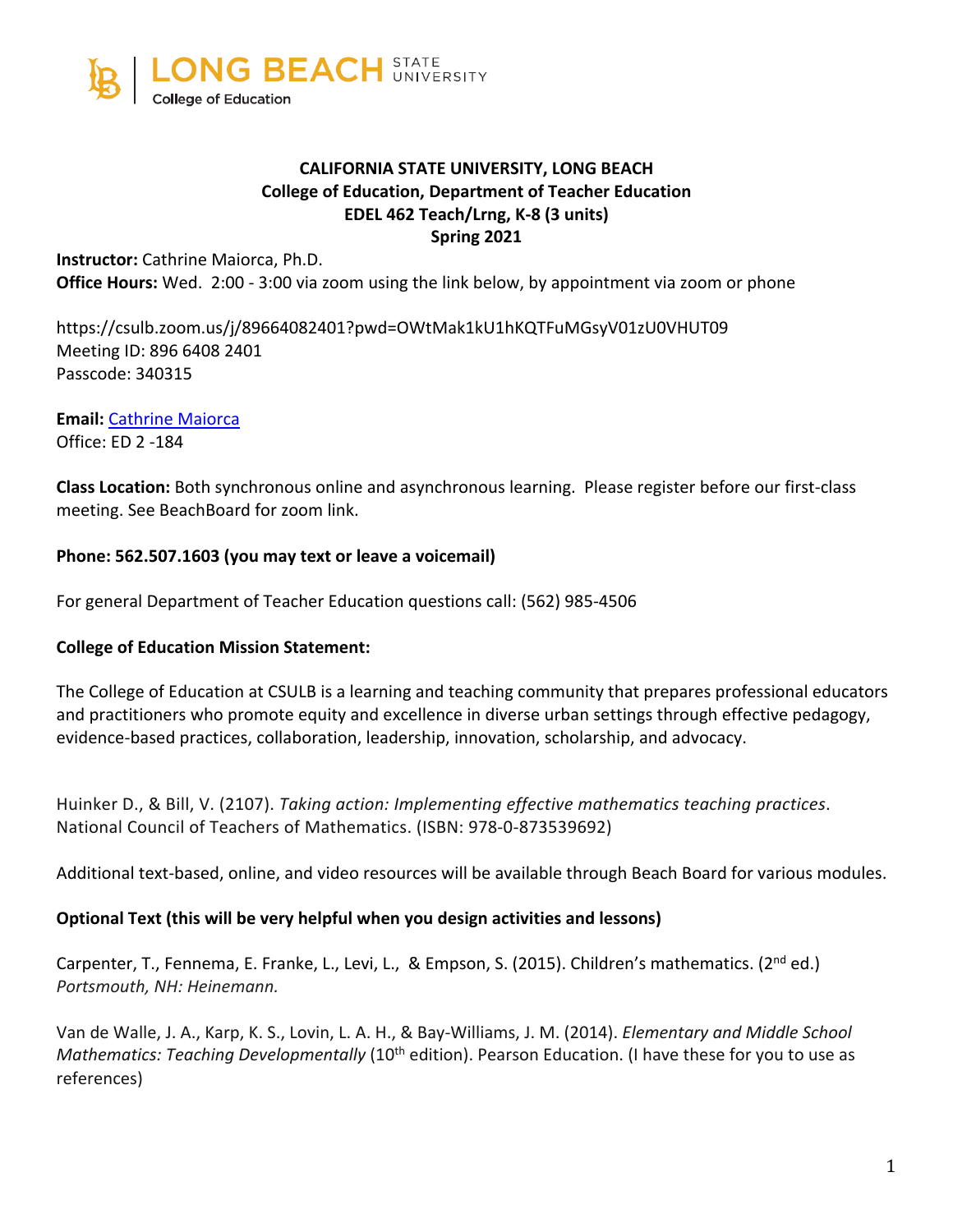LONG BEACH STATE UNIVERSITY
College of Education

**CALIFORNIA STATE UNIVERSITY, LONG BEACH**
**College of Education, Department of Teacher Education**
**EDEL 462 Teach/Lrng, K-8 (3 units)**
**Spring 2021**

**Instructor:** Cathrine Maiorca, Ph.D.
**Office Hours:** Wed. 2:00 - 3:00 via zoom using the link below, by appointment via zoom or phone

https://csulb.zoom.us/j/89664082401?pwd=OWtMak1kU1hKQTFuMGsyV01zU0VHUT09
Meeting ID: 896 6408 2401
Passcode: 340315

**Email:** Cathrine Maiorca
Office: ED 2 -184

**Class Location:** Both synchronous online and asynchronous learning. Please register before our first-class meeting. See BeachBoard for zoom link.

**Phone: 562.507.1603 (you may text or leave a voicemail)**

For general Department of Teacher Education questions call: (562) 985-4506

**College of Education Mission Statement:**

The College of Education at CSULB is a learning and teaching community that prepares professional educators and practitioners who promote equity and excellence in diverse urban settings through effective pedagogy, evidence-based practices, collaboration, leadership, innovation, scholarship, and advocacy.

Huinker D., & Bill, V. (2107). *Taking action: Implementing effective mathematics teaching practices*. National Council of Teachers of Mathematics. (ISBN: 978-0-873539692)

Additional text-based, online, and video resources will be available through Beach Board for various modules.

**Optional Text (this will be very helpful when you design activities and lessons)**

Carpenter, T., Fennema, E. Franke, L., Levi, L., & Empson, S. (2015). Children's mathematics. (2nd ed.) *Portsmouth, NH: Heinemann.*

Van de Walle, J. A., Karp, K. S., Lovin, L. A. H., & Bay-Williams, J. M. (2014). *Elementary and Middle School Mathematics: Teaching Developmentally* (10th edition). Pearson Education. (I have these for you to use as references)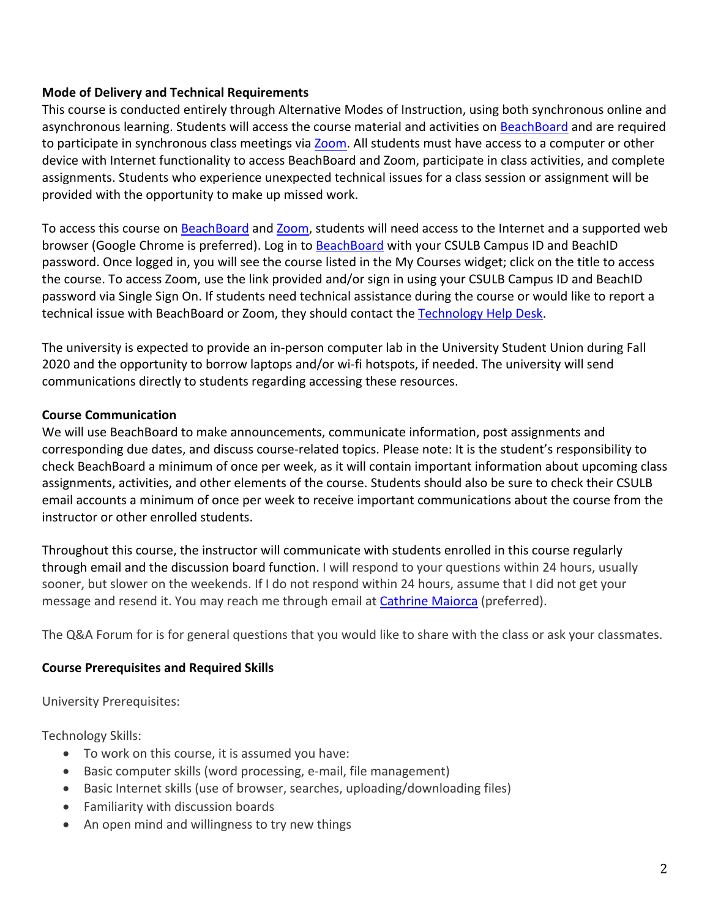**Mode of Delivery and Technical Requirements**

This course is conducted entirely through Alternative Modes of Instruction, using both synchronous online and asynchronous learning. Students will access the course material and activities on BeachBoard and are required to participate in synchronous class meetings via Zoom. All students must have access to a computer or other device with Internet functionality to access BeachBoard and Zoom, participate in class activities, and complete assignments. Students who experience unexpected technical issues for a class session or assignment will be provided with the opportunity to make up missed work.

To access this course on BeachBoard and Zoom, students will need access to the Internet and a supported web browser (Google Chrome is preferred). Log in to BeachBoard with your CSULB Campus ID and BeachID password. Once logged in, you will see the course listed in the My Courses widget; click on the title to access the course. To access Zoom, use the link provided and/or sign in using your CSULB Campus ID and BeachID password via Single Sign On. If students need technical assistance during the course or would like to report a technical issue with BeachBoard or Zoom, they should contact the Technology Help Desk.

The university is expected to provide an in-person computer lab in the University Student Union during Fall 2020 and the opportunity to borrow laptops and/or wi-fi hotspots, if needed. The university will send communications directly to students regarding accessing these resources.

**Course Communication**

We will use BeachBoard to make announcements, communicate information, post assignments and corresponding due dates, and discuss course-related topics. Please note: It is the student's responsibility to check BeachBoard a minimum of once per week, as it will contain important information about upcoming class assignments, activities, and other elements of the course. Students should also be sure to check their CSULB email accounts a minimum of once per week to receive important communications about the course from the instructor or other enrolled students.

Throughout this course, the instructor will communicate with students enrolled in this course regularly through email and the discussion board function. I will respond to your questions within 24 hours, usually sooner, but slower on the weekends. If I do not respond within 24 hours, assume that I did not get your message and resend it. You may reach me through email at Cathrine Maiorca (preferred).

The Q&A Forum for is for general questions that you would like to share with the class or ask your classmates.

**Course Prerequisites and Required Skills**

University Prerequisites:

Technology Skills:

- To work on this course, it is assumed you have:
- Basic computer skills (word processing, e-mail, file management)
- Basic Internet skills (use of browser, searches, uploading/downloading files)
- Familiarity with discussion boards
- An open mind and willingness to try new things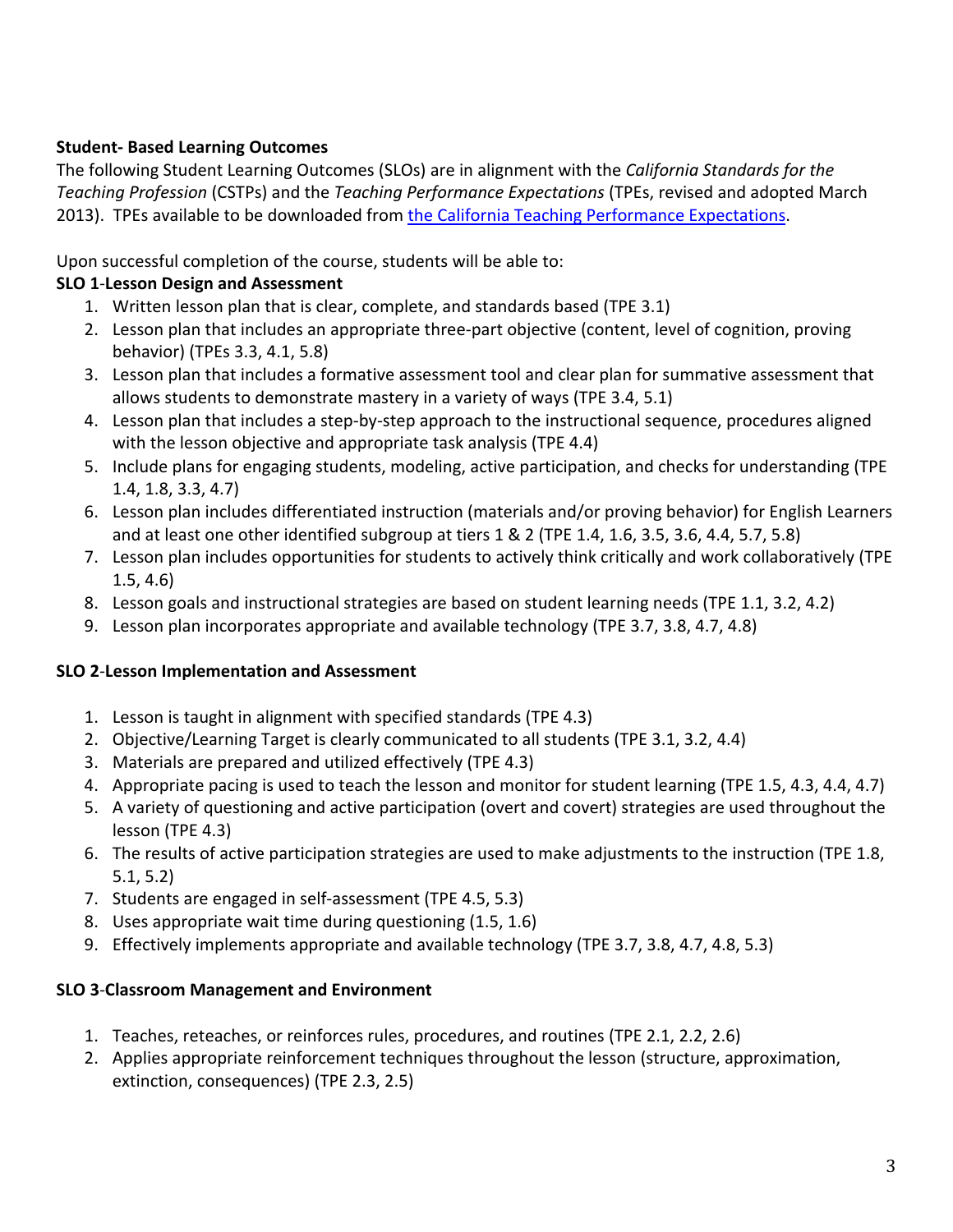**Student- Based Learning Outcomes**

The following Student Learning Outcomes (SLOs) are in alignment with the *California Standards for the Teaching Profession* (CSTPs) and the *Teaching Performance Expectations* (TPEs, revised and adopted March 2013). TPEs available to be downloaded from [the California Teaching Performance Expectations](#).

Upon successful completion of the course, students will be able to:

**SLO 1-Lesson Design and Assessment**

1. Written lesson plan that is clear, complete, and standards based (TPE 3.1)
2. Lesson plan that includes an appropriate three-part objective (content, level of cognition, proving behavior) (TPEs 3.3, 4.1, 5.8)
3. Lesson plan that includes a formative assessment tool and clear plan for summative assessment that allows students to demonstrate mastery in a variety of ways (TPE 3.4, 5.1)
4. Lesson plan that includes a step-by-step approach to the instructional sequence, procedures aligned with the lesson objective and appropriate task analysis (TPE 4.4)
5. Include plans for engaging students, modeling, active participation, and checks for understanding (TPE 1.4, 1.8, 3.3, 4.7)
6. Lesson plan includes differentiated instruction (materials and/or proving behavior) for English Learners and at least one other identified subgroup at tiers 1 & 2 (TPE 1.4, 1.6, 3.5, 3.6, 4.4, 5.7, 5.8)
7. Lesson plan includes opportunities for students to actively think critically and work collaboratively (TPE 1.5, 4.6)
8. Lesson goals and instructional strategies are based on student learning needs (TPE 1.1, 3.2, 4.2)
9. Lesson plan incorporates appropriate and available technology (TPE 3.7, 3.8, 4.7, 4.8)

**SLO 2-Lesson Implementation and Assessment**

1. Lesson is taught in alignment with specified standards (TPE 4.3)
2. Objective/Learning Target is clearly communicated to all students (TPE 3.1, 3.2, 4.4)
3. Materials are prepared and utilized effectively (TPE 4.3)
4. Appropriate pacing is used to teach the lesson and monitor for student learning (TPE 1.5, 4.3, 4.4, 4.7)
5. A variety of questioning and active participation (overt and covert) strategies are used throughout the lesson (TPE 4.3)
6. The results of active participation strategies are used to make adjustments to the instruction (TPE 1.8, 5.1, 5.2)
7. Students are engaged in self-assessment (TPE 4.5, 5.3)
8. Uses appropriate wait time during questioning (1.5, 1.6)
9. Effectively implements appropriate and available technology (TPE 3.7, 3.8, 4.7, 4.8, 5.3)

**SLO 3-Classroom Management and Environment**

1. Teaches, reteaches, or reinforces rules, procedures, and routines (TPE 2.1, 2.2, 2.6)
2. Applies appropriate reinforcement techniques throughout the lesson (structure, approximation, extinction, consequences) (TPE 2.3, 2.5)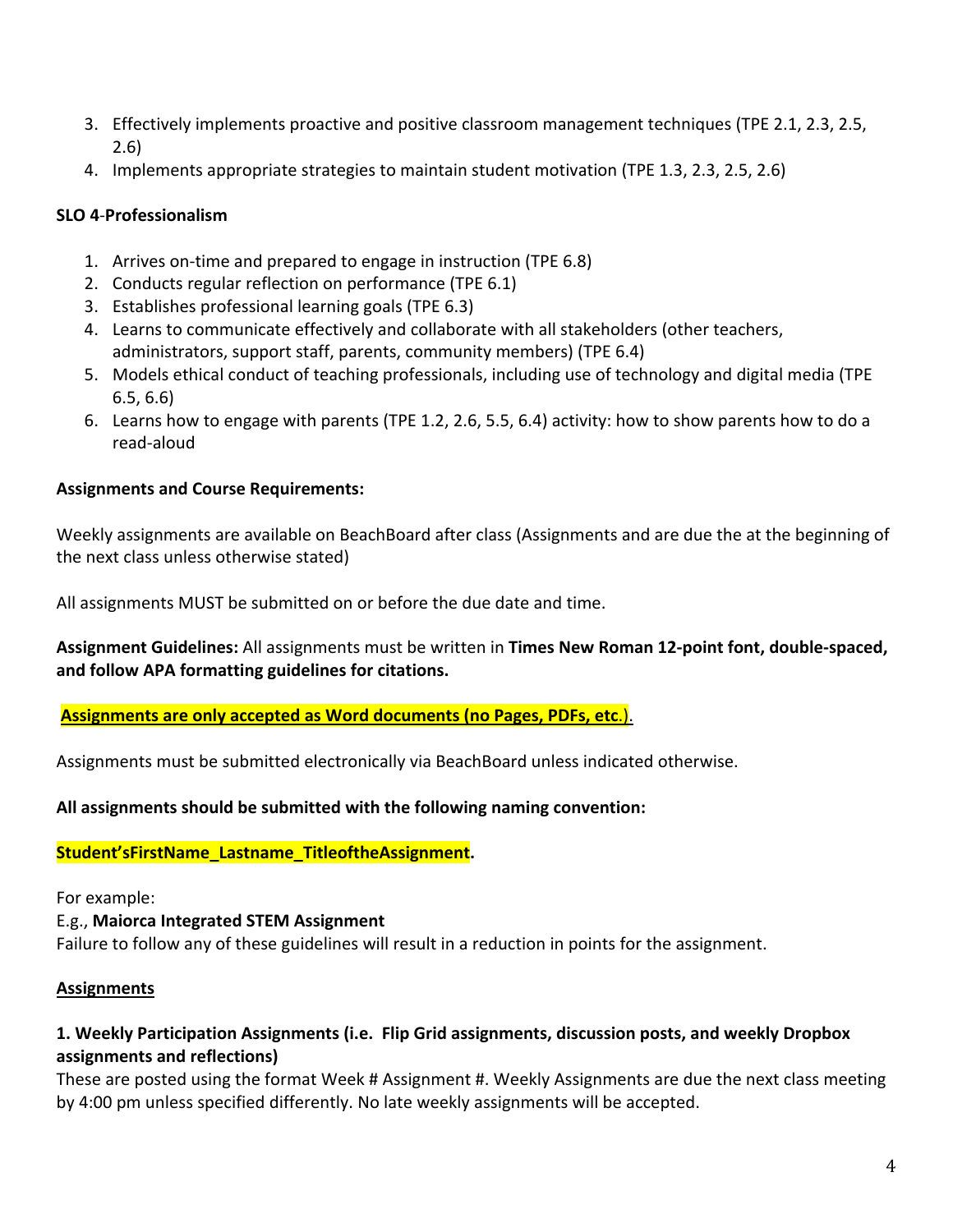3. Effectively implements proactive and positive classroom management techniques (TPE 2.1, 2.3, 2.5, 2.6)
4. Implements appropriate strategies to maintain student motivation (TPE 1.3, 2.3, 2.5, 2.6)

**SLO 4-Professionalism**

1. Arrives on-time and prepared to engage in instruction (TPE 6.8)
2. Conducts regular reflection on performance (TPE 6.1)
3. Establishes professional learning goals (TPE 6.3)
4. Learns to communicate effectively and collaborate with all stakeholders (other teachers, administrators, support staff, parents, community members) (TPE 6.4)
5. Models ethical conduct of teaching professionals, including use of technology and digital media (TPE 6.5, 6.6)
6. Learns how to engage with parents (TPE 1.2, 2.6, 5.5, 6.4) activity: how to show parents how to do a read-aloud

**Assignments and Course Requirements:**

Weekly assignments are available on BeachBoard after class (Assignments and are due the at the beginning of the next class unless otherwise stated)

All assignments MUST be submitted on or before the due date and time.

**Assignment Guidelines:** All assignments must be written in **Times New Roman 12-point font, double-spaced, and follow APA formatting guidelines for citations.**

**<u>Assignments are only accepted as Word documents (no Pages, PDFs, etc.</u>**<u>).</u>

Assignments must be submitted electronically via BeachBoard unless indicated otherwise.

**All assignments should be submitted with the following naming convention:**

**Student'sFirstName_Lastname_TitleoftheAssignment.**

For example:
E.g., **Maiorca Integrated STEM Assignment**
Failure to follow any of these guidelines will result in a reduction in points for the assignment.

**<u>Assignments</u>**

**1. Weekly Participation Assignments (i.e. Flip Grid assignments, discussion posts, and weekly Dropbox assignments and reflections)**
These are posted using the format Week # Assignment #. Weekly Assignments are due the next class meeting by 4:00 pm unless specified differently. No late weekly assignments will be accepted.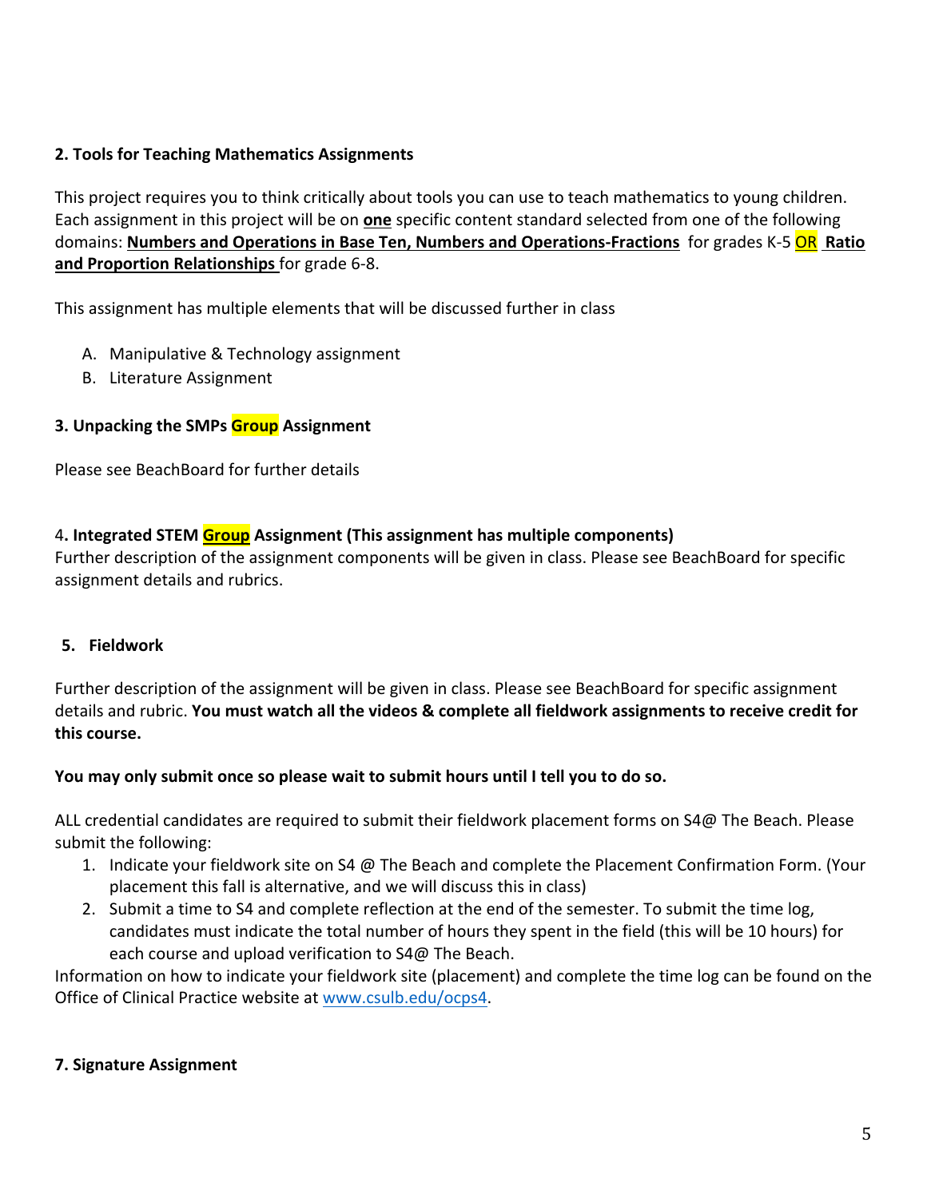**2. Tools for Teaching Mathematics Assignments**

This project requires you to think critically about tools you can use to teach mathematics to young children. Each assignment in this project will be on **one** specific content standard selected from one of the following domains: **Numbers and Operations in Base Ten, Numbers and Operations-Fractions** for grades K-5 OR **Ratio and Proportion Relationships** for grade 6-8.

This assignment has multiple elements that will be discussed further in class

A. Manipulative & Technology assignment
B. Literature Assignment

**3. Unpacking the SMPs Group Assignment**

Please see BeachBoard for further details

4**. Integrated STEM Group Assignment (This assignment has multiple components)**
Further description of the assignment components will be given in class. Please see BeachBoard for specific assignment details and rubrics.

**5. Fieldwork**

Further description of the assignment will be given in class. Please see BeachBoard for specific assignment details and rubric. **You must watch all the videos & complete all fieldwork assignments to receive credit for this course.**

**You may only submit once so please wait to submit hours until I tell you to do so.**

ALL credential candidates are required to submit their fieldwork placement forms on S4@ The Beach. Please submit the following:

1. Indicate your fieldwork site on S4 @ The Beach and complete the Placement Confirmation Form. (Your placement this fall is alternative, and we will discuss this in class)
2. Submit a time to S4 and complete reflection at the end of the semester. To submit the time log, candidates must indicate the total number of hours they spent in the field (this will be 10 hours) for each course and upload verification to S4@ The Beach.

Information on how to indicate your fieldwork site (placement) and complete the time log can be found on the Office of Clinical Practice website at www.csulb.edu/ocps4.

**7. Signature Assignment**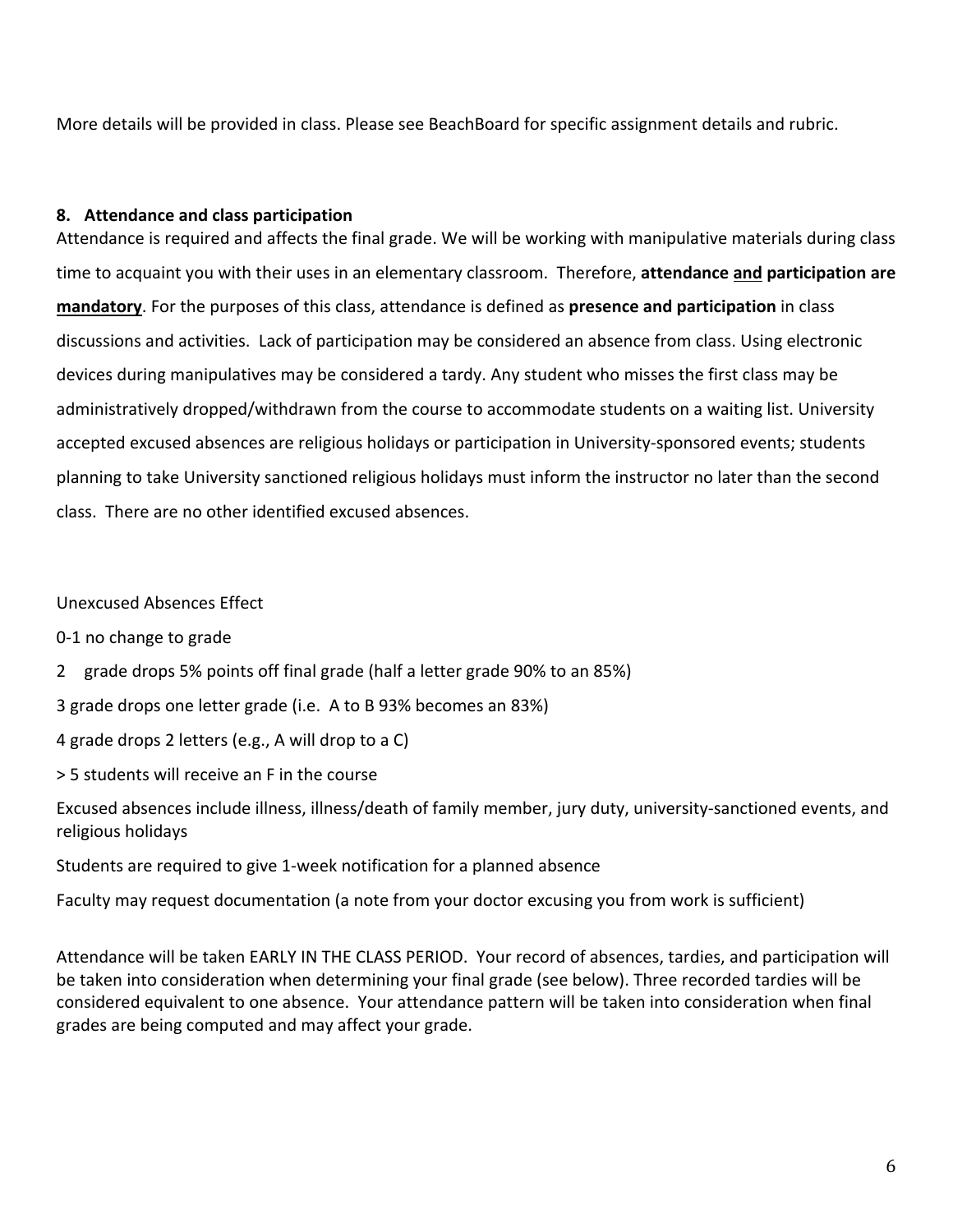More details will be provided in class. Please see BeachBoard for specific assignment details and rubric.

**8. Attendance and class participation**

Attendance is required and affects the final grade. We will be working with manipulative materials during class time to acquaint you with their uses in an elementary classroom. Therefore, **attendance <u>and</u> participation are <u>mandatory</u>**. For the purposes of this class, attendance is defined as **presence and participation** in class discussions and activities. Lack of participation may be considered an absence from class. Using electronic devices during manipulatives may be considered a tardy. Any student who misses the first class may be administratively dropped/withdrawn from the course to accommodate students on a waiting list. University accepted excused absences are religious holidays or participation in University-sponsored events; students planning to take University sanctioned religious holidays must inform the instructor no later than the second class. There are no other identified excused absences.

Unexcused Absences Effect

0-1 no change to grade

2 grade drops 5% points off final grade (half a letter grade 90% to an 85%)

3 grade drops one letter grade (i.e. A to B 93% becomes an 83%)

4 grade drops 2 letters (e.g., A will drop to a C)

> 5 students will receive an F in the course

Excused absences include illness, illness/death of family member, jury duty, university-sanctioned events, and religious holidays

Students are required to give 1-week notification for a planned absence

Faculty may request documentation (a note from your doctor excusing you from work is sufficient)

Attendance will be taken EARLY IN THE CLASS PERIOD. Your record of absences, tardies, and participation will be taken into consideration when determining your final grade (see below). Three recorded tardies will be considered equivalent to one absence. Your attendance pattern will be taken into consideration when final grades are being computed and may affect your grade.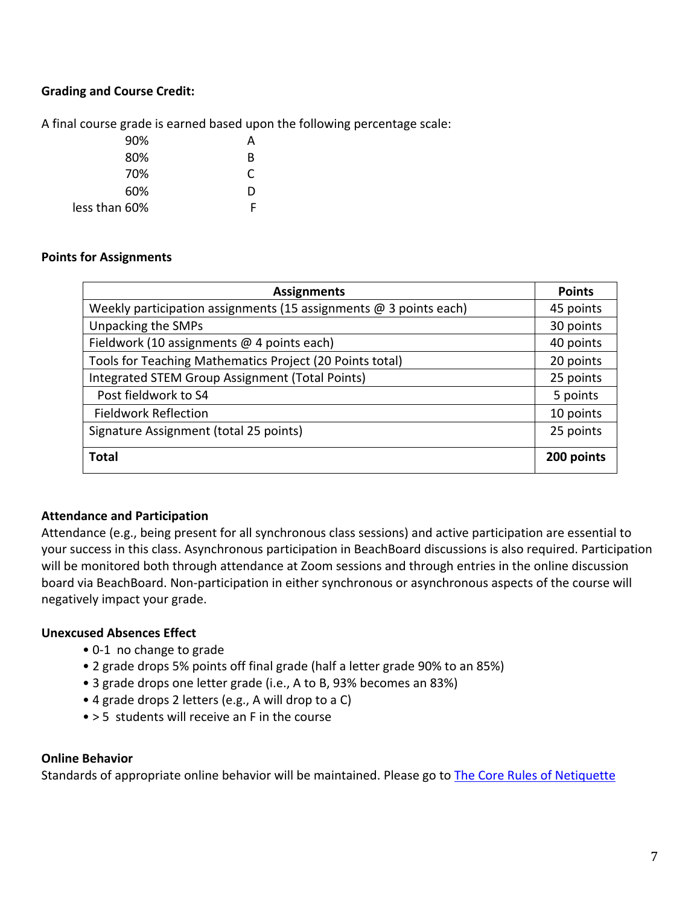**Grading and Course Credit:**

A final course grade is earned based upon the following percentage scale:

| | |
|---|---|
| 90% | A |
| 80% | B |
| 70% | C |
| 60% | D |
| less than 60% | F |

**Points for Assignments**

| Assignments | Points |
|---|---|
| Weekly participation assignments (15 assignments @ 3 points each) | 45 points |
| Unpacking the SMPs | 30 points |
| Fieldwork (10 assignments @ 4 points each) | 40 points |
| Tools for Teaching Mathematics Project (20 Points total) | 20 points |
| Integrated STEM Group Assignment (Total Points) | 25 points |
| Post fieldwork to S4 | 5 points |
| Fieldwork Reflection | 10 points |
| Signature Assignment (total 25 points) | 25 points |
| **Total** | **200 points** |

**Attendance and Participation**

Attendance (e.g., being present for all synchronous class sessions) and active participation are essential to your success in this class. Asynchronous participation in BeachBoard discussions is also required. Participation will be monitored both through attendance at Zoom sessions and through entries in the online discussion board via BeachBoard. Non-participation in either synchronous or asynchronous aspects of the course will negatively impact your grade.

**Unexcused Absences Effect**

- 0-1 no change to grade
- 2 grade drops 5% points off final grade (half a letter grade 90% to an 85%)
- 3 grade drops one letter grade (i.e., A to B, 93% becomes an 83%)
- 4 grade drops 2 letters (e.g., A will drop to a C)
- > 5 students will receive an F in the course

**Online Behavior**

Standards of appropriate online behavior will be maintained. Please go to [The Core Rules of Netiquette]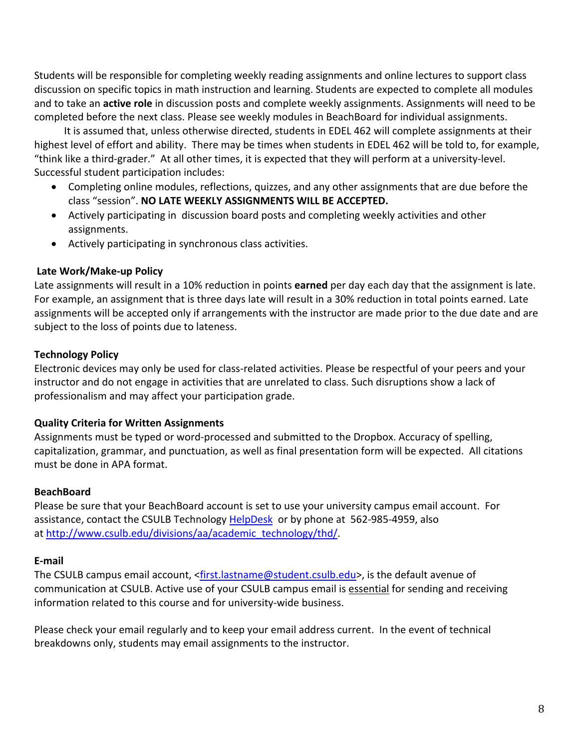Students will be responsible for completing weekly reading assignments and online lectures to support class discussion on specific topics in math instruction and learning. Students are expected to complete all modules and to take an **active role** in discussion posts and complete weekly assignments. Assignments will need to be completed before the next class. Please see weekly modules in BeachBoard for individual assignments.

It is assumed that, unless otherwise directed, students in EDEL 462 will complete assignments at their highest level of effort and ability. There may be times when students in EDEL 462 will be told to, for example, "think like a third-grader." At all other times, it is expected that they will perform at a university-level. Successful student participation includes:

- Completing online modules, reflections, quizzes, and any other assignments that are due before the class "session". **NO LATE WEEKLY ASSIGNMENTS WILL BE ACCEPTED.**
- Actively participating in discussion board posts and completing weekly activities and other assignments.
- Actively participating in synchronous class activities.

**Late Work/Make-up Policy**

Late assignments will result in a 10% reduction in points **earned** per day each day that the assignment is late. For example, an assignment that is three days late will result in a 30% reduction in total points earned. Late assignments will be accepted only if arrangements with the instructor are made prior to the due date and are subject to the loss of points due to lateness.

**Technology Policy**

Electronic devices may only be used for class-related activities. Please be respectful of your peers and your instructor and do not engage in activities that are unrelated to class. Such disruptions show a lack of professionalism and may affect your participation grade.

**Quality Criteria for Written Assignments**

Assignments must be typed or word-processed and submitted to the Dropbox. Accuracy of spelling, capitalization, grammar, and punctuation, as well as final presentation form will be expected. All citations must be done in APA format.

**BeachBoard**

Please be sure that your BeachBoard account is set to use your university campus email account. For assistance, contact the CSULB Technology [HelpDesk](http://www.csulb.edu/divisions/aa/academic_technology/thd/) or by phone at 562-985-4959, also at [http://www.csulb.edu/divisions/aa/academic_technology/thd/](http://www.csulb.edu/divisions/aa/academic_technology/thd/).

**E-mail**

The CSULB campus email account, <first.lastname@student.csulb.edu>, is the default avenue of communication at CSULB. Active use of your CSULB campus email is essential for sending and receiving information related to this course and for university-wide business.

Please check your email regularly and to keep your email address current. In the event of technical breakdowns only, students may email assignments to the instructor.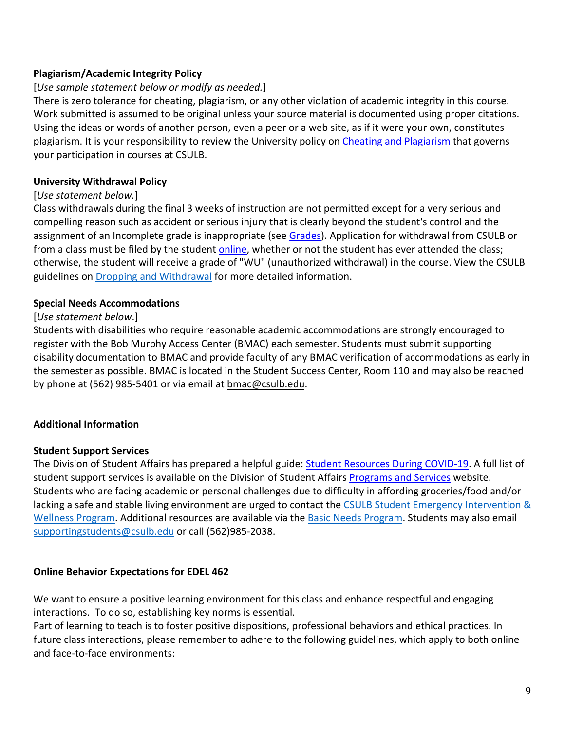**Plagiarism/Academic Integrity Policy**

[*Use sample statement below or modify as needed.*]

There is zero tolerance for cheating, plagiarism, or any other violation of academic integrity in this course. Work submitted is assumed to be original unless your source material is documented using proper citations. Using the ideas or words of another person, even a peer or a web site, as if it were your own, constitutes plagiarism. It is your responsibility to review the University policy on Cheating and Plagiarism that governs your participation in courses at CSULB.

**University Withdrawal Policy**

[*Use statement below.*]

Class withdrawals during the final 3 weeks of instruction are not permitted except for a very serious and compelling reason such as accident or serious injury that is clearly beyond the student's control and the assignment of an Incomplete grade is inappropriate (see Grades). Application for withdrawal from CSULB or from a class must be filed by the student online, whether or not the student has ever attended the class; otherwise, the student will receive a grade of "WU" (unauthorized withdrawal) in the course. View the CSULB guidelines on Dropping and Withdrawal for more detailed information.

**Special Needs Accommodations**

[*Use statement below*.]

Students with disabilities who require reasonable academic accommodations are strongly encouraged to register with the Bob Murphy Access Center (BMAC) each semester. Students must submit supporting disability documentation to BMAC and provide faculty of any BMAC verification of accommodations as early in the semester as possible. BMAC is located in the Student Success Center, Room 110 and may also be reached by phone at (562) 985-5401 or via email at bmac@csulb.edu.

**Additional Information**

**Student Support Services**

The Division of Student Affairs has prepared a helpful guide: Student Resources During COVID-19. A full list of student support services is available on the Division of Student Affairs Programs and Services website. Students who are facing academic or personal challenges due to difficulty in affording groceries/food and/or lacking a safe and stable living environment are urged to contact the CSULB Student Emergency Intervention & Wellness Program. Additional resources are available via the Basic Needs Program. Students may also email supportingstudents@csulb.edu or call (562)985-2038.

**Online Behavior Expectations for EDEL 462**

We want to ensure a positive learning environment for this class and enhance respectful and engaging interactions. To do so, establishing key norms is essential.

Part of learning to teach is to foster positive dispositions, professional behaviors and ethical practices. In future class interactions, please remember to adhere to the following guidelines, which apply to both online and face-to-face environments: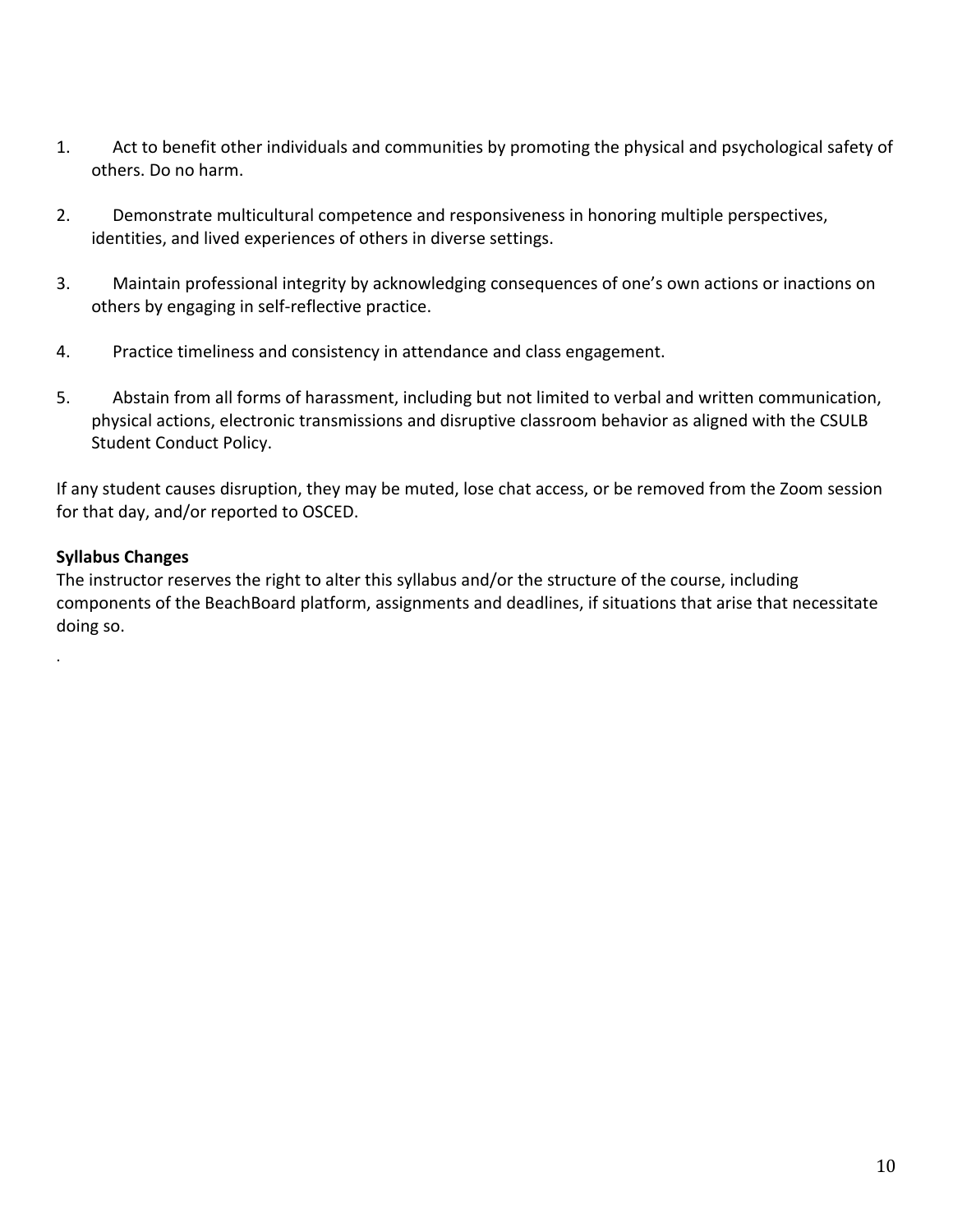1. Act to benefit other individuals and communities by promoting the physical and psychological safety of others. Do no harm.

2. Demonstrate multicultural competence and responsiveness in honoring multiple perspectives, identities, and lived experiences of others in diverse settings.

3. Maintain professional integrity by acknowledging consequences of one's own actions or inactions on others by engaging in self-reflective practice.

4. Practice timeliness and consistency in attendance and class engagement.

5. Abstain from all forms of harassment, including but not limited to verbal and written communication, physical actions, electronic transmissions and disruptive classroom behavior as aligned with the CSULB Student Conduct Policy.

If any student causes disruption, they may be muted, lose chat access, or be removed from the Zoom session for that day, and/or reported to OSCED.

**Syllabus Changes**

The instructor reserves the right to alter this syllabus and/or the structure of the course, including components of the BeachBoard platform, assignments and deadlines, if situations that arise that necessitate doing so.

.